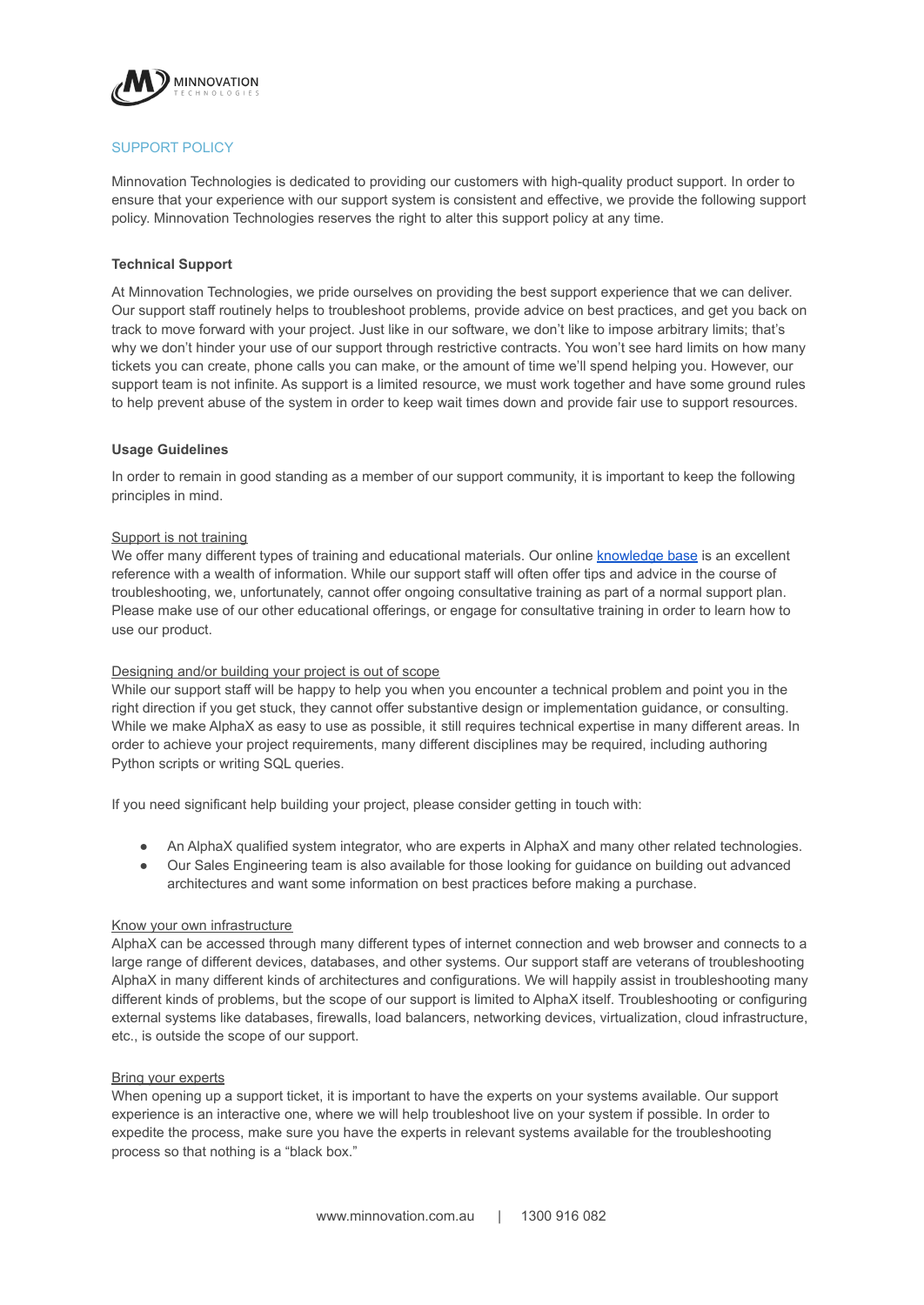# SUPPORT POLICY

Minnovation Technologies is dedicated to providing our customers with high-quality product support. In order to ensure that your experience with our support system is consistent and effective, we provide the following support policy. Minnovation Technologies reserves the right to alter this support policy at any time.

## Technical Support

At Minnovation Technologies, we pride ourselves on providing the best support experience that we can deliver. Our support staff routinely helps to troubleshoot problems, provide advice on best practices, and get you back on track to move forward with your project. Just like in our software, we don't like to impose arbitrary limits; that's why we don't hinder your use of our support through restrictive contracts. You won't see hard limits on how many tickets you can create, phone calls you can make, or the amount of time we'll spend helping you. However, our support team is not infinite. As support is a limited resource, we must work together and have some ground rules to help prevent abuse of the system in order to keep wait times down and provide fair use to support resources.

## Usage Guidelines

In order to remain in good standing as a member of our support community, it is important to keep the following principles in mind.

### Support is not training

We offer many different types of training and educational materials. Our online knowledge base is an excellent reference with a wealth of information. While our support staff will often offer tips and advice in the course of troubleshooting, we, unfortunately, cannot offer ongoing consultative training as part of a normal support plan. Please make use of our other educational offerings, or engage for consultative training in order to learn how to use our product.

### Designing and/or building your project is out of scope

While our support staff will be happy to help you when you encounter a technical problem and point you in the right direction if you get stuck, they cannot offer substantive design or implementation guidance, or consulting. While we make AlphaX as easy to use as possible, it still requires technical expertise in many different areas. In order to achieve your project requirements, many different disciplines may be required, including authoring Python scripts or writing SQL queries.

If you need significant help building your project, please consider getting in touch with:

- An AlphaX qualified system integrator, who are experts in AlphaX and many other related technologies.
- Our Sales Engineering team is also available for those looking for guidance on building out advanced architectures and want some information on best practices before making a purchase.

### Know your own infrastructure

AlphaX can be accessed through many different types of internet connection and web browser and connects to a large range of different devices, databases, and other systems. Our support staff are veterans of troubleshooting AlphaX in many different kinds of architectures and configurations. We will happily assist in troubleshooting many different kinds of problems, but the scope of our support is limited to AlphaX itself. Troubleshooting or configuring external systems like databases, firewalls, load balancers, networking devices, virtualization, cloud infrastructure, etc., is outside the scope of our support.

### Bring your experts

When opening up a support ticket, it is important to have the experts on your systems available. Our support experience is an interactive one, where we will help troubleshoot live on your system if possible. In order to expedite the process, make sure you have the experts in relevant systems available for the troubleshooting process so that nothing is a "black box."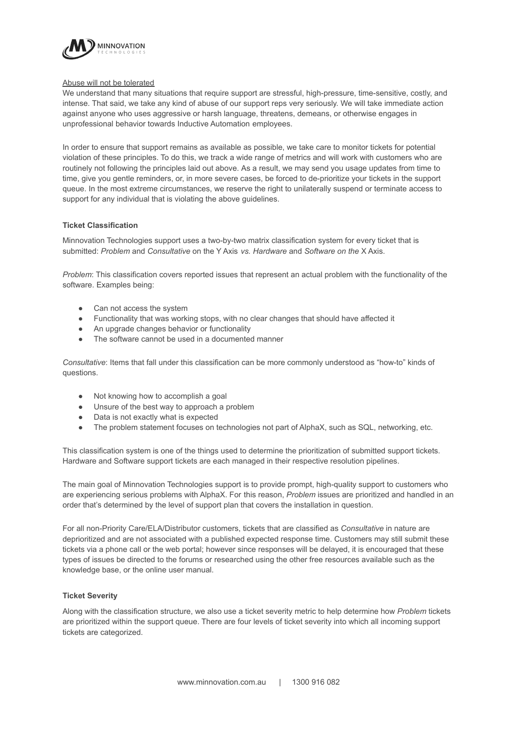Abuse will not be tolerated

We understand that many situations that require support are stressful, high-pressure, time-sensitive, costly, and intense. That said, we take any kind of abuse of our support reps very seriously. We will take immediate action against anyone who uses aggressive or harsh language, threatens, demeans, or otherwise engages in unprofessional behavior towards Inductive Automation employees.

In order to ensure that support remains as available as possible, we take care to monitor tickets for potential violation of these principles. To do this, we track a wide range of metrics and will work with customers who are routinely not following the principles laid out above. As a result, we may send you usage updates from time to time, give you gentle reminders, or, in more severe cases, be forced to de-prioritize your tickets in the support queue. In the most extreme circumstances, we reserve the right to unilaterally suspend or terminate access to support for any individual that is violating the above guidelines.

**Ticket Classification**

Minnovation Technologies support uses a two-by-two matrix classification system for every ticket that is submitted: *Problem* and *Consultative* on the Y Axis *vs. Hardware* and *Software on the* X Axis.

*Problem*: This classification covers reported issues that represent an actual problem with the functionality of the software. Examples being:

- Can not access the system
- Functionality that was working stops, with no clear changes that should have affected it
- An upgrade changes behavior or functionality
- The software cannot be used in a documented manner

*Consultative*: Items that fall under this classification can be more commonly understood as "how-to" kinds of questions.

- Not knowing how to accomplish a goal
- Unsure of the best way to approach a problem
- Data is not exactly what is expected
- The problem statement focuses on technologies not part of AlphaX, such as SQL, networking, etc.

This classification system is one of the things used to determine the prioritization of submitted support tickets. Hardware and Software support tickets are each managed in their respective resolution pipelines.

The main goal of Minnovation Technologies support is to provide prompt, high-quality support to customers who are experiencing serious problems with AlphaX. For this reason, *Problem* issues are prioritized and handled in an order that's determined by the level of support plan that covers the installation in question.

For all non-Priority Care/ELA/Distributor customers, tickets that are classified as *Consultative* in nature are deprioritized and are not associated with a published expected response time. Customers may still submit these tickets via a phone call or the web portal; however since responses will be delayed, it is encouraged that these types of issues be directed to the forums or researched using the other free resources available such as the knowledge base, or the online user manual.

**Ticket Severity**

Along with the classification structure, we also use a ticket severity metric to help determine how *Problem* tickets are prioritized within the support queue. There are four levels of ticket severity into which all incoming support tickets are categorized.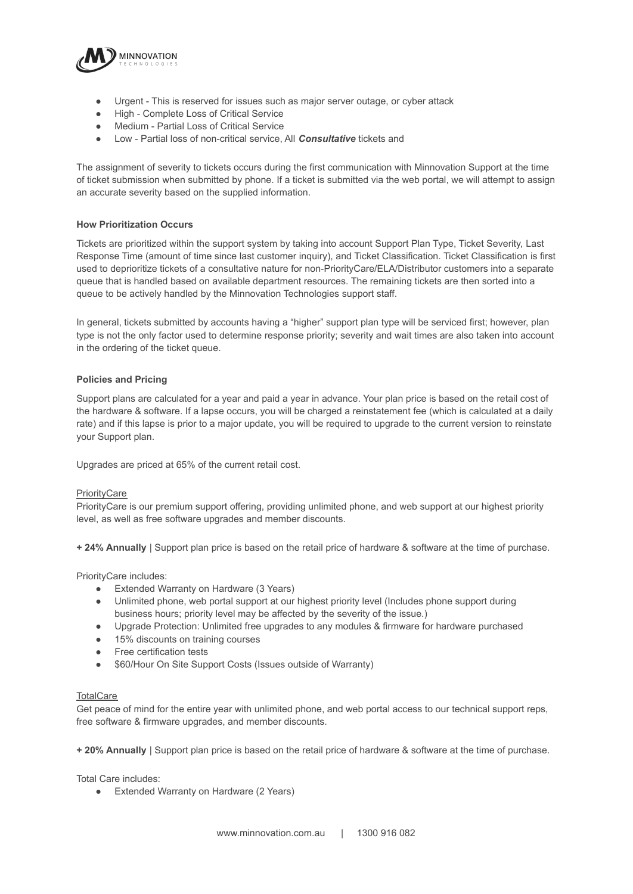- Urgent - This is reserved for issues such as major server outage, or cyber attack
- High - Complete Loss of Critical Service
- Medium - Partial Loss of Critical Service
- Low - Partial loss of non-critical service, All ***Consultative*** tickets and

The assignment of severity to tickets occurs during the first communication with Minnovation Support at the time of ticket submission when submitted by phone. If a ticket is submitted via the web portal, we will attempt to assign an accurate severity based on the supplied information.

**How Prioritization Occurs**

Tickets are prioritized within the support system by taking into account Support Plan Type, Ticket Severity, Last Response Time (amount of time since last customer inquiry), and Ticket Classification. Ticket Classification is first used to deprioritize tickets of a consultative nature for non-PriorityCare/ELA/Distributor customers into a separate queue that is handled based on available department resources. The remaining tickets are then sorted into a queue to be actively handled by the Minnovation Technologies support staff.

In general, tickets submitted by accounts having a "higher" support plan type will be serviced first; however, plan type is not the only factor used to determine response priority; severity and wait times are also taken into account in the ordering of the ticket queue.

**Policies and Pricing**

Support plans are calculated for a year and paid a year in advance. Your plan price is based on the retail cost of the hardware & software. If a lapse occurs, you will be charged a reinstatement fee (which is calculated at a daily rate) and if this lapse is prior to a major update, you will be required to upgrade to the current version to reinstate your Support plan.

Upgrades are priced at 65% of the current retail cost.

PriorityCare

PriorityCare is our premium support offering, providing unlimited phone, and web support at our highest priority level, as well as free software upgrades and member discounts.

**+ 24% Annually** | Support plan price is based on the retail price of hardware & software at the time of purchase.

PriorityCare includes:

- Extended Warranty on Hardware (3 Years)
- Unlimited phone, web portal support at our highest priority level (Includes phone support during business hours; priority level may be affected by the severity of the issue.)
- Upgrade Protection: Unlimited free upgrades to any modules & firmware for hardware purchased
- 15% discounts on training courses
- Free certification tests
- $60/Hour On Site Support Costs (Issues outside of Warranty)

TotalCare

Get peace of mind for the entire year with unlimited phone, and web portal access to our technical support reps, free software & firmware upgrades, and member discounts.

**+ 20% Annually** | Support plan price is based on the retail price of hardware & software at the time of purchase.

Total Care includes:

- Extended Warranty on Hardware (2 Years)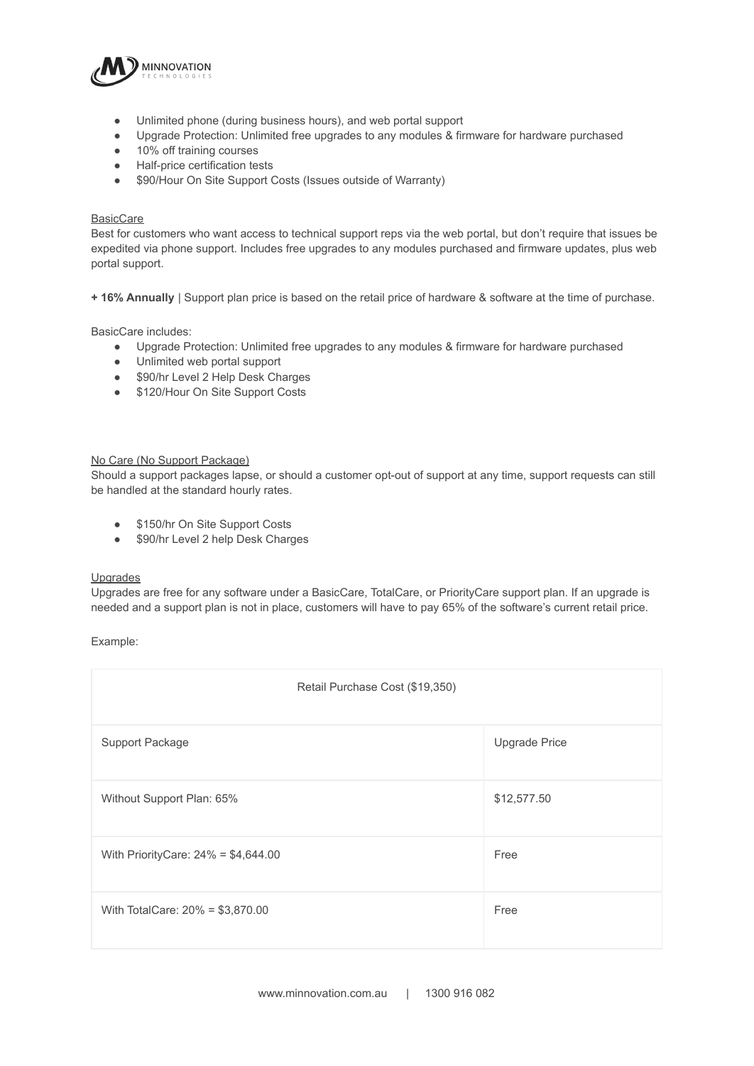- Unlimited phone (during business hours), and web portal support
- Upgrade Protection: Unlimited free upgrades to any modules & firmware for hardware purchased
- 10% off training courses
- Half-price certification tests
- $90/Hour On Site Support Costs (Issues outside of Warranty)

BasicCare

Best for customers who want access to technical support reps via the web portal, but don't require that issues be expedited via phone support. Includes free upgrades to any modules purchased and firmware updates, plus web portal support.

**+ 16% Annually** | Support plan price is based on the retail price of hardware & software at the time of purchase.

BasicCare includes:

- Upgrade Protection: Unlimited free upgrades to any modules & firmware for hardware purchased
- Unlimited web portal support
- $90/hr Level 2 Help Desk Charges
- $120/Hour On Site Support Costs

No Care (No Support Package)

Should a support packages lapse, or should a customer opt-out of support at any time, support requests can still be handled at the standard hourly rates.

- $150/hr On Site Support Costs
- $90/hr Level 2 help Desk Charges

Upgrades

Upgrades are free for any software under a BasicCare, TotalCare, or PriorityCare support plan. If an upgrade is needed and a support plan is not in place, customers will have to pay 65% of the software's current retail price.

Example:

| Retail Purchase Cost ($19,350) | |
|---|---|
| Support Package | Upgrade Price |
| Without Support Plan: 65% | $12,577.50 |
| With PriorityCare: 24% = $4,644.00 | Free |
| With TotalCare: 20% = $3,870.00 | Free |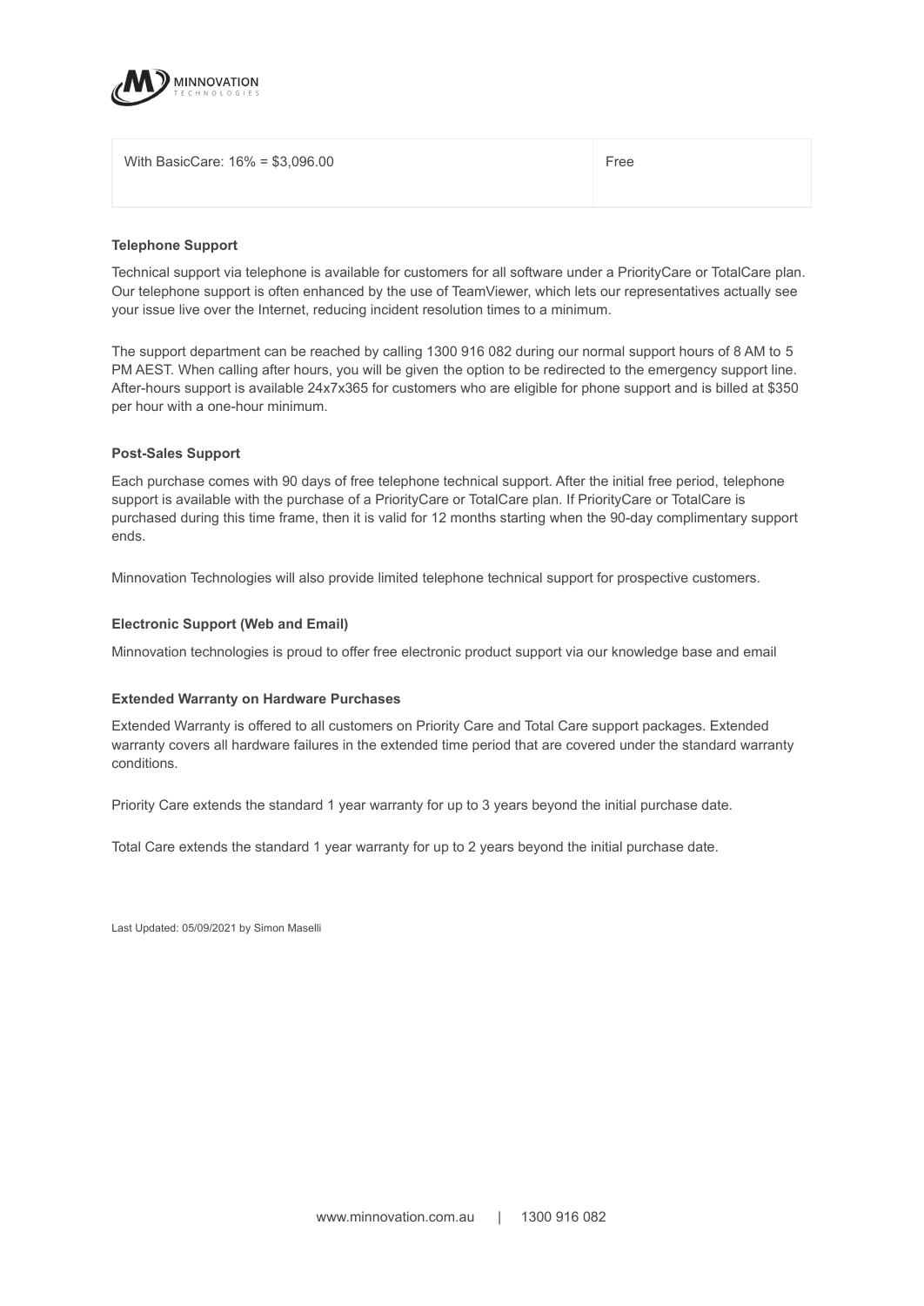| | |
|---|---|
| With BasicCare: 16% = $3,096.00 | Free |

**Telephone Support**

Technical support via telephone is available for customers for all software under a PriorityCare or TotalCare plan. Our telephone support is often enhanced by the use of TeamViewer, which lets our representatives actually see your issue live over the Internet, reducing incident resolution times to a minimum.

The support department can be reached by calling 1300 916 082 during our normal support hours of 8 AM to 5 PM AEST. When calling after hours, you will be given the option to be redirected to the emergency support line. After-hours support is available 24x7x365 for customers who are eligible for phone support and is billed at $350 per hour with a one-hour minimum.

**Post-Sales Support**

Each purchase comes with 90 days of free telephone technical support. After the initial free period, telephone support is available with the purchase of a PriorityCare or TotalCare plan. If PriorityCare or TotalCare is purchased during this time frame, then it is valid for 12 months starting when the 90-day complimentary support ends.

Minnovation Technologies will also provide limited telephone technical support for prospective customers.

**Electronic Support (Web and Email)**

Minnovation technologies is proud to offer free electronic product support via our knowledge base and email

**Extended Warranty on Hardware Purchases**

Extended Warranty is offered to all customers on Priority Care and Total Care support packages. Extended warranty covers all hardware failures in the extended time period that are covered under the standard warranty conditions.

Priority Care extends the standard 1 year warranty for up to 3 years beyond the initial purchase date.

Total Care extends the standard 1 year warranty for up to 2 years beyond the initial purchase date.

Last Updated: 05/09/2021 by Simon Maselli